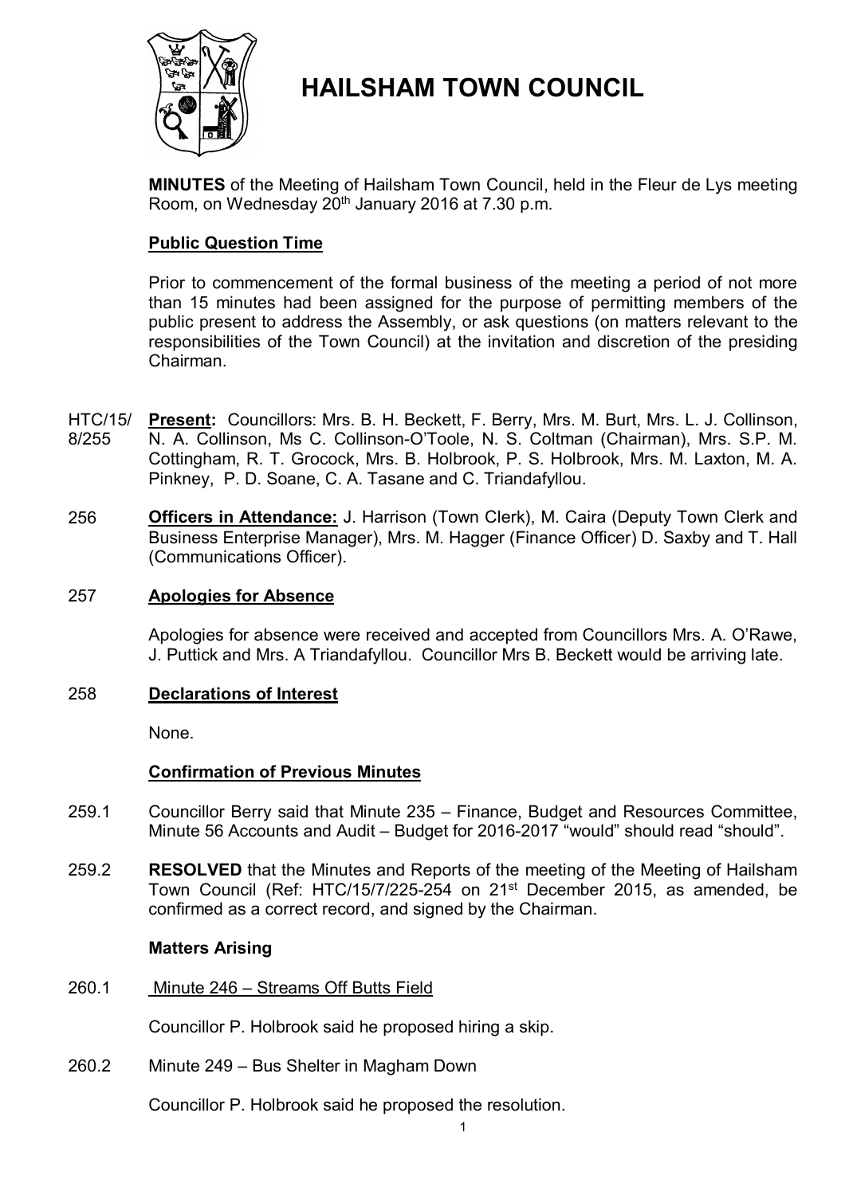# HAILSHAM TOWN COUNCIL

**MINUTES** of the Meeting of Hailsham Town Council, held in the Fleur de Lys meeting Room, on Wednesday 20th January 2016 at 7.30 p.m.

**Public Question Time**

Prior to commencement of the formal business of the meeting a period of not more than 15 minutes had been assigned for the purpose of permitting members of the public present to address the Assembly, or ask questions (on matters relevant to the responsibilities of the Town Council) at the invitation and discretion of the presiding Chairman.

HTC/15/8/255 **Present:** Councillors: Mrs. B. H. Beckett, F. Berry, Mrs. M. Burt, Mrs. L. J. Collinson, N. A. Collinson, Ms C. Collinson-O'Toole, N. S. Coltman (Chairman), Mrs. S.P. M. Cottingham, R. T. Grocock, Mrs. B. Holbrook, P. S. Holbrook, Mrs. M. Laxton, M. A. Pinkney, P. D. Soane, C. A. Tasane and C. Triandafyllou.

256 **Officers in Attendance:** J. Harrison (Town Clerk), M. Caira (Deputy Town Clerk and Business Enterprise Manager), Mrs. M. Hagger (Finance Officer) D. Saxby and T. Hall (Communications Officer).

257 **Apologies for Absence**

Apologies for absence were received and accepted from Councillors Mrs. A. O'Rawe, J. Puttick and Mrs. A Triandafyllou. Councillor Mrs B. Beckett would be arriving late.

258 **Declarations of Interest**

None.

**Confirmation of Previous Minutes**

259.1 Councillor Berry said that Minute 235 – Finance, Budget and Resources Committee, Minute 56 Accounts and Audit – Budget for 2016-2017 "would" should read "should".

259.2 **RESOLVED** that the Minutes and Reports of the meeting of the Meeting of Hailsham Town Council (Ref: HTC/15/7/225-254 on 21st December 2015, as amended, be confirmed as a correct record, and signed by the Chairman.

**Matters Arising**

260.1 Minute 246 – Streams Off Butts Field

Councillor P. Holbrook said he proposed hiring a skip.

260.2 Minute 249 – Bus Shelter in Magham Down

Councillor P. Holbrook said he proposed the resolution.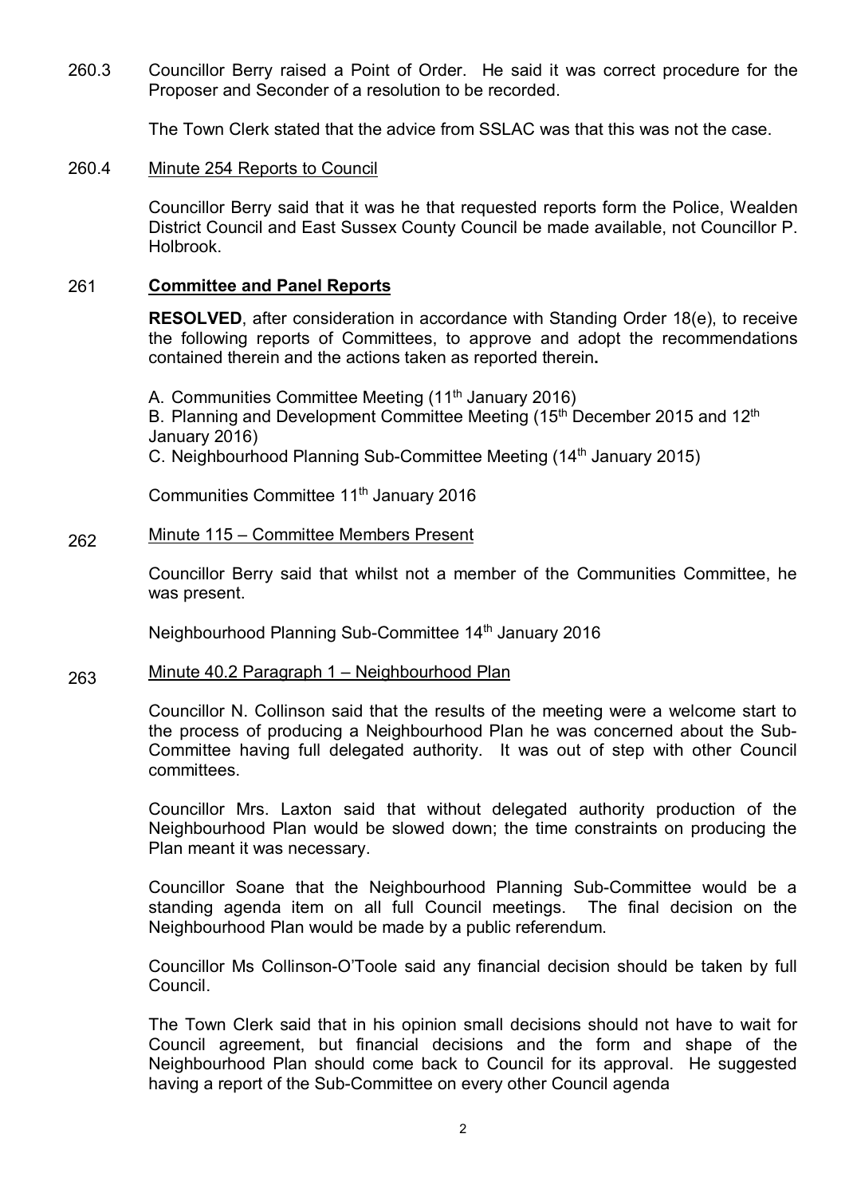260.3 Councillor Berry raised a Point of Order. He said it was correct procedure for the Proposer and Seconder of a resolution to be recorded.

The Town Clerk stated that the advice from SSLAC was that this was not the case.

260.4 Minute 254 Reports to Council

Councillor Berry said that it was he that requested reports form the Police, Wealden District Council and East Sussex County Council be made available, not Councillor P. Holbrook.

261 **Committee and Panel Reports**

**RESOLVED**, after consideration in accordance with Standing Order 18(e), to receive the following reports of Committees, to approve and adopt the recommendations contained therein and the actions taken as reported therein**.**

A. Communities Committee Meeting (11th January 2016)
B. Planning and Development Committee Meeting (15th December 2015 and 12th January 2016)
C. Neighbourhood Planning Sub-Committee Meeting (14th January 2015)

Communities Committee 11th January 2016

262 Minute 115 – Committee Members Present

Councillor Berry said that whilst not a member of the Communities Committee, he was present.

Neighbourhood Planning Sub-Committee 14th January 2016

263 Minute 40.2 Paragraph 1 – Neighbourhood Plan

Councillor N. Collinson said that the results of the meeting were a welcome start to the process of producing a Neighbourhood Plan he was concerned about the Sub-Committee having full delegated authority. It was out of step with other Council committees.

Councillor Mrs. Laxton said that without delegated authority production of the Neighbourhood Plan would be slowed down; the time constraints on producing the Plan meant it was necessary.

Councillor Soane that the Neighbourhood Planning Sub-Committee would be a standing agenda item on all full Council meetings. The final decision on the Neighbourhood Plan would be made by a public referendum.

Councillor Ms Collinson-O'Toole said any financial decision should be taken by full Council.

The Town Clerk said that in his opinion small decisions should not have to wait for Council agreement, but financial decisions and the form and shape of the Neighbourhood Plan should come back to Council for its approval. He suggested having a report of the Sub-Committee on every other Council agenda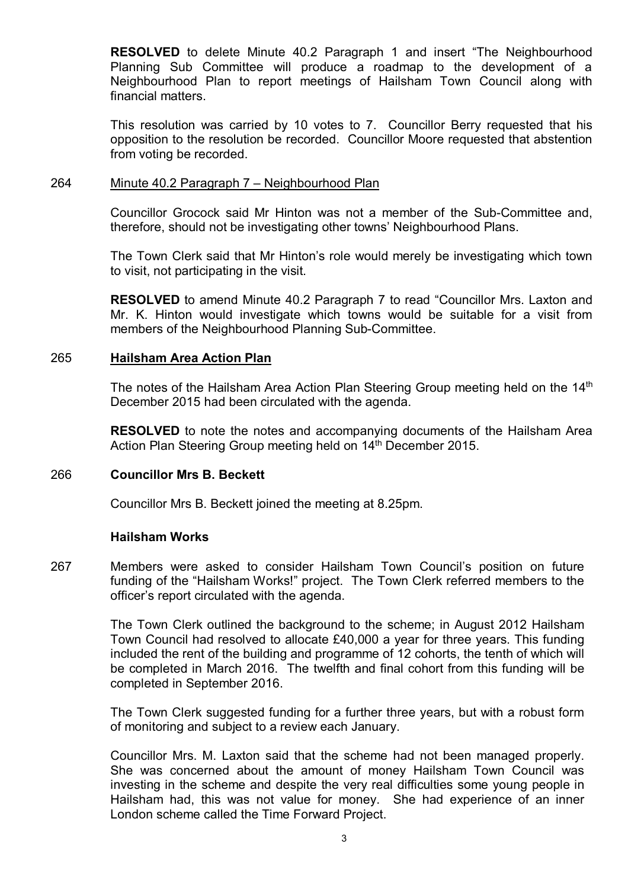**RESOLVED** to delete Minute 40.2 Paragraph 1 and insert "The Neighbourhood Planning Sub Committee will produce a roadmap to the development of a Neighbourhood Plan to report meetings of Hailsham Town Council along with financial matters.

This resolution was carried by 10 votes to 7. Councillor Berry requested that his opposition to the resolution be recorded. Councillor Moore requested that abstention from voting be recorded.

264 Minute 40.2 Paragraph 7 – Neighbourhood Plan

Councillor Grocock said Mr Hinton was not a member of the Sub-Committee and, therefore, should not be investigating other towns' Neighbourhood Plans.

The Town Clerk said that Mr Hinton's role would merely be investigating which town to visit, not participating in the visit.

**RESOLVED** to amend Minute 40.2 Paragraph 7 to read "Councillor Mrs. Laxton and Mr. K. Hinton would investigate which towns would be suitable for a visit from members of the Neighbourhood Planning Sub-Committee.

265 **Hailsham Area Action Plan**

The notes of the Hailsham Area Action Plan Steering Group meeting held on the 14th December 2015 had been circulated with the agenda.

**RESOLVED** to note the notes and accompanying documents of the Hailsham Area Action Plan Steering Group meeting held on 14th December 2015.

266 **Councillor Mrs B. Beckett**

Councillor Mrs B. Beckett joined the meeting at 8.25pm.

**Hailsham Works**

267 Members were asked to consider Hailsham Town Council's position on future funding of the "Hailsham Works!" project. The Town Clerk referred members to the officer's report circulated with the agenda.

The Town Clerk outlined the background to the scheme; in August 2012 Hailsham Town Council had resolved to allocate £40,000 a year for three years. This funding included the rent of the building and programme of 12 cohorts, the tenth of which will be completed in March 2016. The twelfth and final cohort from this funding will be completed in September 2016.

The Town Clerk suggested funding for a further three years, but with a robust form of monitoring and subject to a review each January.

Councillor Mrs. M. Laxton said that the scheme had not been managed properly. She was concerned about the amount of money Hailsham Town Council was investing in the scheme and despite the very real difficulties some young people in Hailsham had, this was not value for money. She had experience of an inner London scheme called the Time Forward Project.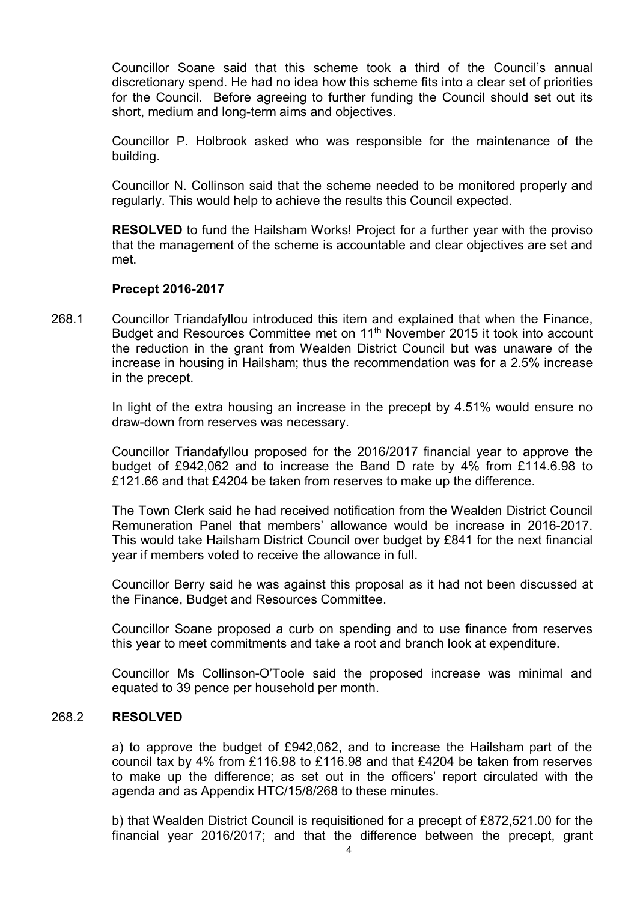Councillor Soane said that this scheme took a third of the Council's annual discretionary spend. He had no idea how this scheme fits into a clear set of priorities for the Council. Before agreeing to further funding the Council should set out its short, medium and long-term aims and objectives.

Councillor P. Holbrook asked who was responsible for the maintenance of the building.

Councillor N. Collinson said that the scheme needed to be monitored properly and regularly. This would help to achieve the results this Council expected.

**RESOLVED** to fund the Hailsham Works! Project for a further year with the proviso that the management of the scheme is accountable and clear objectives are set and met.

**Precept 2016-2017**

268.1 Councillor Triandafyllou introduced this item and explained that when the Finance, Budget and Resources Committee met on 11th November 2015 it took into account the reduction in the grant from Wealden District Council but was unaware of the increase in housing in Hailsham; thus the recommendation was for a 2.5% increase in the precept.

In light of the extra housing an increase in the precept by 4.51% would ensure no draw-down from reserves was necessary.

Councillor Triandafyllou proposed for the 2016/2017 financial year to approve the budget of £942,062 and to increase the Band D rate by 4% from £114.6.98 to £121.66 and that £4204 be taken from reserves to make up the difference.

The Town Clerk said he had received notification from the Wealden District Council Remuneration Panel that members' allowance would be increase in 2016-2017. This would take Hailsham District Council over budget by £841 for the next financial year if members voted to receive the allowance in full.

Councillor Berry said he was against this proposal as it had not been discussed at the Finance, Budget and Resources Committee.

Councillor Soane proposed a curb on spending and to use finance from reserves this year to meet commitments and take a root and branch look at expenditure.

Councillor Ms Collinson-O'Toole said the proposed increase was minimal and equated to 39 pence per household per month.

268.2 **RESOLVED**

a) to approve the budget of £942,062, and to increase the Hailsham part of the council tax by 4% from £116.98 to £116.98 and that £4204 be taken from reserves to make up the difference; as set out in the officers' report circulated with the agenda and as Appendix HTC/15/8/268 to these minutes.

b) that Wealden District Council is requisitioned for a precept of £872,521.00 for the financial year 2016/2017; and that the difference between the precept, grant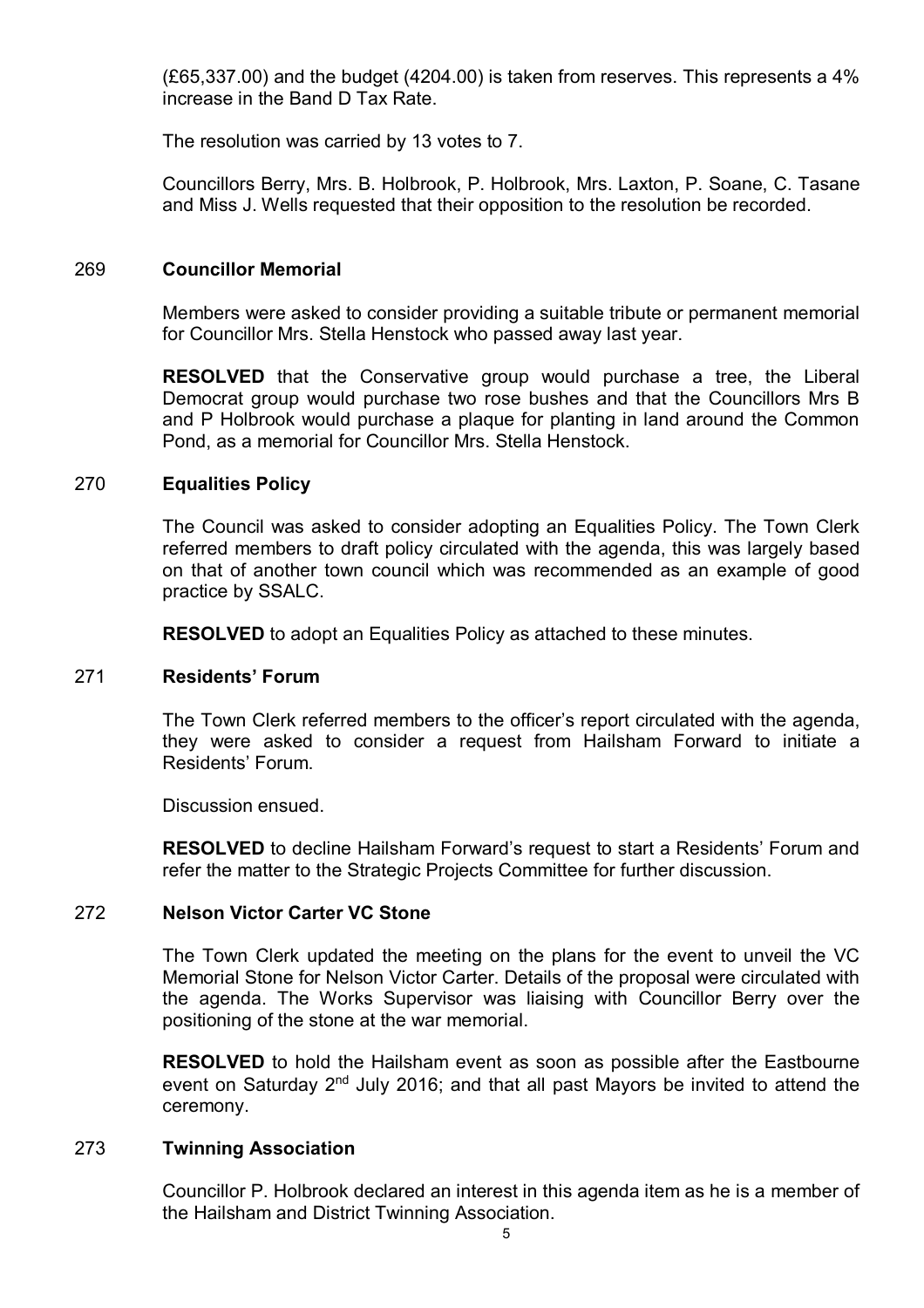(£65,337.00) and the budget (4204.00) is taken from reserves. This represents a 4% increase in the Band D Tax Rate.

The resolution was carried by 13 votes to 7.

Councillors Berry, Mrs. B. Holbrook, P. Holbrook, Mrs. Laxton, P. Soane, C. Tasane and Miss J. Wells requested that their opposition to the resolution be recorded.

## 269 Councillor Memorial

Members were asked to consider providing a suitable tribute or permanent memorial for Councillor Mrs. Stella Henstock who passed away last year.

**RESOLVED** that the Conservative group would purchase a tree, the Liberal Democrat group would purchase two rose bushes and that the Councillors Mrs B and P Holbrook would purchase a plaque for planting in land around the Common Pond, as a memorial for Councillor Mrs. Stella Henstock.

## 270 Equalities Policy

The Council was asked to consider adopting an Equalities Policy. The Town Clerk referred members to draft policy circulated with the agenda, this was largely based on that of another town council which was recommended as an example of good practice by SSALC.

**RESOLVED** to adopt an Equalities Policy as attached to these minutes.

## 271 Residents' Forum

The Town Clerk referred members to the officer's report circulated with the agenda, they were asked to consider a request from Hailsham Forward to initiate a Residents' Forum.

Discussion ensued.

**RESOLVED** to decline Hailsham Forward's request to start a Residents' Forum and refer the matter to the Strategic Projects Committee for further discussion.

## 272 Nelson Victor Carter VC Stone

The Town Clerk updated the meeting on the plans for the event to unveil the VC Memorial Stone for Nelson Victor Carter. Details of the proposal were circulated with the agenda. The Works Supervisor was liaising with Councillor Berry over the positioning of the stone at the war memorial.

**RESOLVED** to hold the Hailsham event as soon as possible after the Eastbourne event on Saturday 2nd July 2016; and that all past Mayors be invited to attend the ceremony.

## 273 Twinning Association

Councillor P. Holbrook declared an interest in this agenda item as he is a member of the Hailsham and District Twinning Association.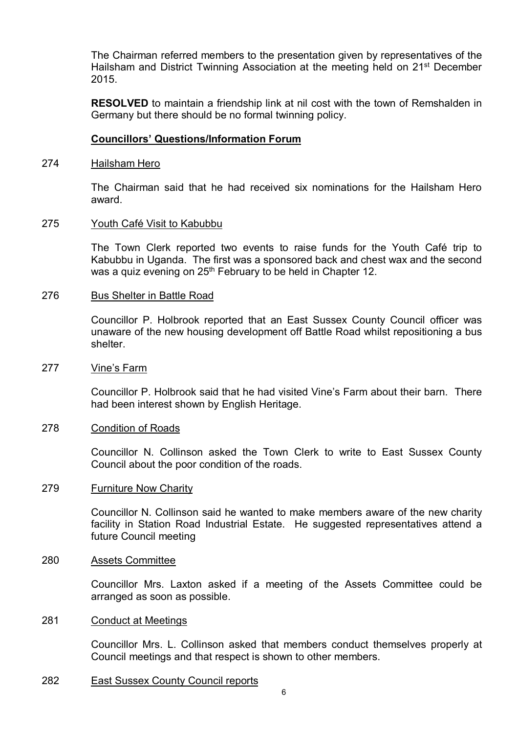The Chairman referred members to the presentation given by representatives of the Hailsham and District Twinning Association at the meeting held on 21st December 2015.

**RESOLVED** to maintain a friendship link at nil cost with the town of Remshalden in Germany but there should be no formal twinning policy.

## Councillors' Questions/Information Forum

274 Hailsham Hero

The Chairman said that he had received six nominations for the Hailsham Hero award.

275 Youth Café Visit to Kabubbu

The Town Clerk reported two events to raise funds for the Youth Café trip to Kabubbu in Uganda. The first was a sponsored back and chest wax and the second was a quiz evening on 25th February to be held in Chapter 12.

276 Bus Shelter in Battle Road

Councillor P. Holbrook reported that an East Sussex County Council officer was unaware of the new housing development off Battle Road whilst repositioning a bus shelter.

277 Vine's Farm

Councillor P. Holbrook said that he had visited Vine's Farm about their barn. There had been interest shown by English Heritage.

278 Condition of Roads

Councillor N. Collinson asked the Town Clerk to write to East Sussex County Council about the poor condition of the roads.

279 Furniture Now Charity

Councillor N. Collinson said he wanted to make members aware of the new charity facility in Station Road Industrial Estate. He suggested representatives attend a future Council meeting

280 Assets Committee

Councillor Mrs. Laxton asked if a meeting of the Assets Committee could be arranged as soon as possible.

281 Conduct at Meetings

Councillor Mrs. L. Collinson asked that members conduct themselves properly at Council meetings and that respect is shown to other members.

282 East Sussex County Council reports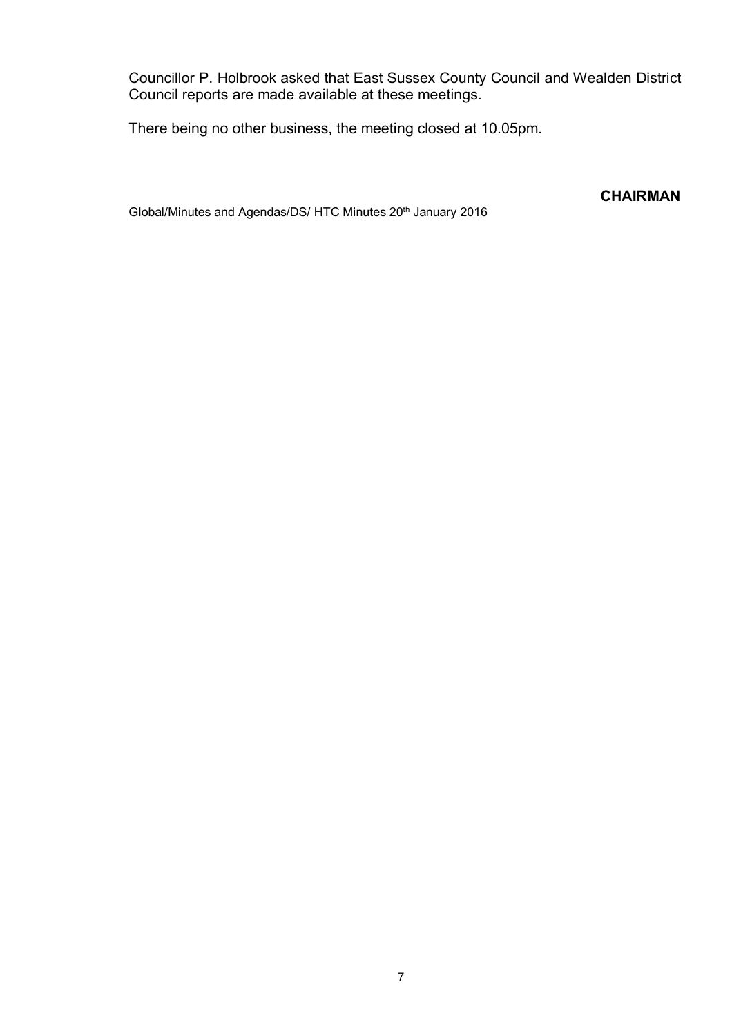Councillor P. Holbrook asked that East Sussex County Council and Wealden District Council reports are made available at these meetings.

There being no other business, the meeting closed at 10.05pm.

**CHAIRMAN**

Global/Minutes and Agendas/DS/ HTC Minutes 20th January 2016